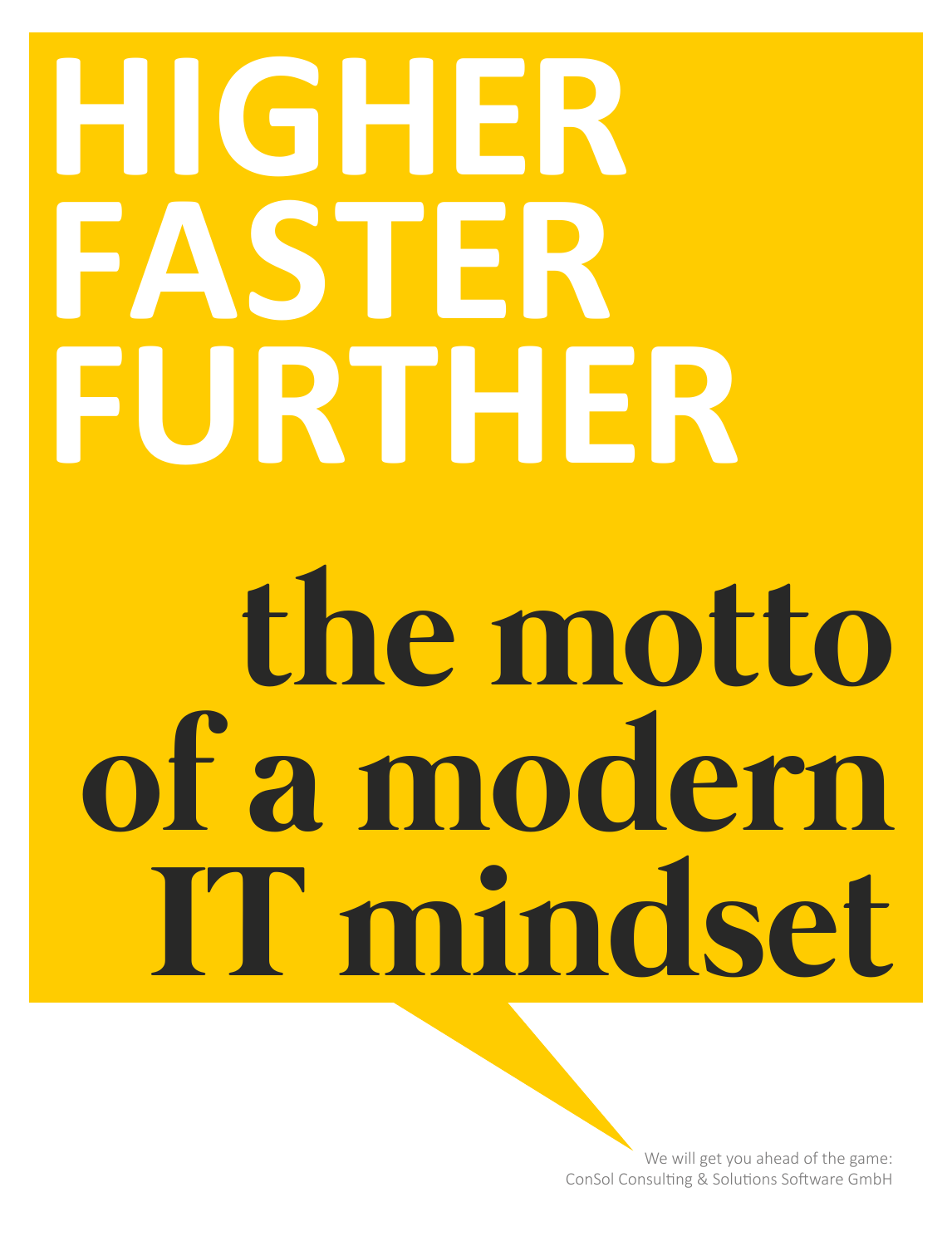# HIGHER FASTER FURTHER

## the motto of a modern IT mindset

We will get you ahead of the game:
ConSol Consulting & Solutions Software GmbH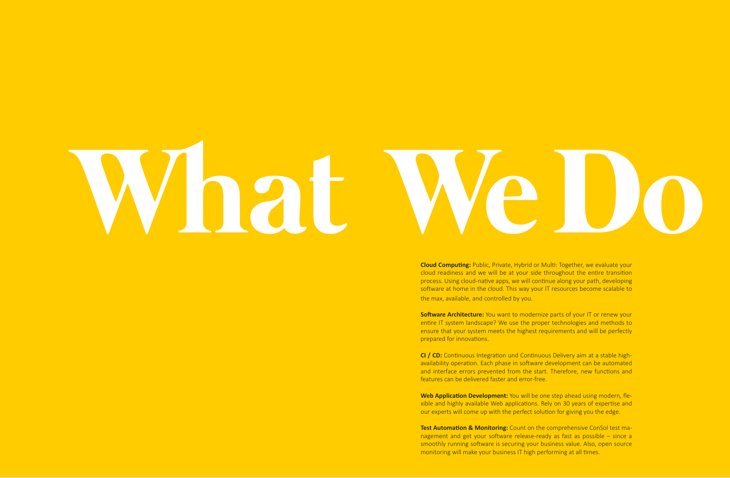# What We Do

**Cloud Computing:** Public, Private, Hybrid or Multi: Together, we evaluate your cloud readiness and we will be at your side throughout the entire transition process. Using cloud-native apps, we will continue along your path, developing software at home in the cloud. This way your IT resources become scalable to the max, available, and controlled by you.

**Software Architecture:** You want to modernize parts of your IT or renew your entire IT system landscape? We use the proper technologies and methods to ensure that your system meets the highest requirements and will be perfectly prepared for innovations.

**CI / CD:** Continuous Integration und Continuous Delivery aim at a stable high-availability operation. Each phase in software development can be automated and interface errors prevented from the start. Therefore, new functions and features can be delivered faster and error-free.

**Web Application Development:** You will be one step ahead using modern, flexible and highly available Web applications. Rely on 30 years of expertise and our experts will come up with the perfect solution for giving you the edge.

**Test Automation & Monitoring:** Count on the comprehensive ConSol test management and get your software release-ready as fast as possible – since a smoothly running software is securing your business value. Also, open source monitoring will make your business IT high performing at all times.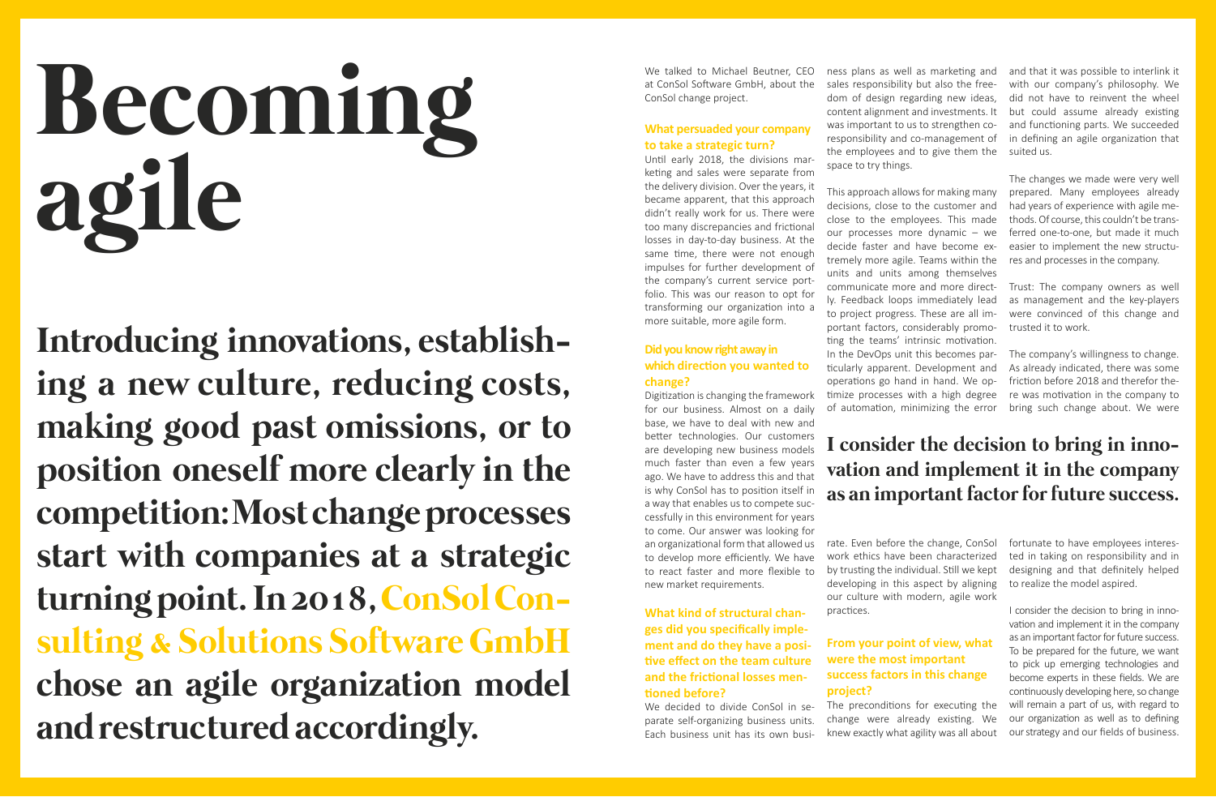# Becoming agile

**Introducing innovations, establishing a new culture, reducing costs, making good past omissions, or to position oneself more clearly in the competition: Most change processes start with companies at a strategic turning point. In 2018, ConSol Consulting & Solutions Software GmbH chose an agile organization model and restructured accordingly.**

We talked to Michael Beutner, CEO at ConSol Software GmbH, about the ConSol change project.

### What persuaded your company to take a strategic turn?

Until early 2018, the divisions marketing and sales were separate from the delivery division. Over the years, it became apparent, that this approach didn't really work for us. There were too many discrepancies and frictional losses in day-to-day business. At the same time, there were not enough impulses for further development of the company's current service portfolio. This was our reason to opt for transforming our organization into a more suitable, more agile form.

### Did you know right away in which direction you wanted to change?

Digitization is changing the framework for our business. Almost on a daily base, we have to deal with new and better technologies. Our customers are developing new business models much faster than even a few years ago. We have to address this and that is why ConSol has to position itself in a way that enables us to compete successfully in this environment for years to come. Our answer was looking for an organizational form that allowed us to develop more efficiently. We have to react faster and more flexible to new market requirements.

### What kind of structural changes did you specifically implement and do they have a positive effect on the team culture and the frictional losses mentioned before?

We decided to divide ConSol in separate self-organizing business units. Each business unit has its own business plans as well as marketing and sales responsibility but also the freedom of design regarding new ideas, content alignment and investments. It was important to us to strengthen co-responsibility and co-management of the employees and to give them the space to try things.

This approach allows for making many decisions, close to the customer and close to the employees. This made our processes more dynamic – we decide faster and have become extremely more agile. Teams within the units and units among themselves communicate more and more directly. Feedback loops immediately lead to project progress. These are all important factors, considerably promoting the teams' intrinsic motivation. In the DevOps unit this becomes particularly apparent. Development and operations go hand in hand. We optimize processes with a high degree of automation, minimizing the error rate. Even before the change, ConSol work ethics have been characterized by trusting the individual. Still we kept developing in this aspect by aligning our culture with modern, agile work practices.

### From your point of view, what were the most important success factors in this change project?

The preconditions for executing the change were already existing. We knew exactly what agility was all about and that it was possible to interlink it with our company's philosophy. We did not have to reinvent the wheel but could assume already existing and functioning parts. We succeeded in defining an agile organization that suited us.

The changes we made were very well prepared. Many employees already had years of experience with agile methods. Of course, this couldn't be transferred one-to-one, but made it much easier to implement the new structures and processes in the company.

Trust: The company owners as well as management and the key-players were convinced of this change and trusted it to work.

The company's willingness to change. As already indicated, there was some friction before 2018 and therefor there was motivation in the company to bring such change about. We were fortunate to have employees interested in taking on responsibility and in designing and that definitely helped to realize the model aspired.

**I consider the decision to bring in innovation and implement it in the company as an important factor for future success.**

I consider the decision to bring in innovation and implement it in the company as an important factor for future success. To be prepared for the future, we want to pick up emerging technologies and become experts in these fields. We are continuously developing here, so change will remain a part of us, with regard to our organization as well as to defining our strategy and our fields of business.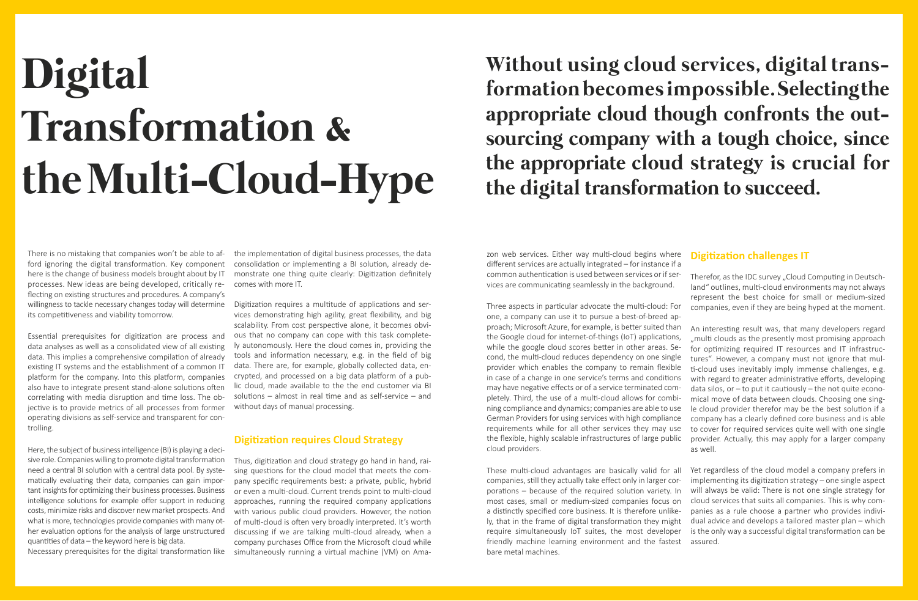# Digital Transformation & the Multi-Cloud-Hype

**Without using cloud services, digital transformation becomes impossible. Selecting the appropriate cloud though confronts the outsourcing company with a tough choice, since the appropriate cloud strategy is crucial for the digital transformation to succeed.**

There is no mistaking that companies won't be able to afford ignoring the digital transformation. Key component here is the change of business models brought about by IT processes. New ideas are being developed, critically reflecting on existing structures and procedures. A company's willingness to tackle necessary changes today will determine its competitiveness and viability tomorrow.

Essential prerequisites for digitization are process and data analyses as well as a consolidated view of all existing data. This implies a comprehensive compilation of already existing IT systems and the establishment of a common IT platform for the company. Into this platform, companies also have to integrate present stand-alone solutions often correlating with media disruption and time loss. The objective is to provide metrics of all processes from former operating divisions as self-service and transparent for controlling.

Here, the subject of business intelligence (BI) is playing a decisive role. Companies willing to promote digital transformation need a central BI solution with a central data pool. By systematically evaluating their data, companies can gain important insights for optimizing their business processes. Business intelligence solutions for example offer support in reducing costs, minimize risks and discover new market prospects. And what is more, technologies provide companies with many other evaluation options for the analysis of large unstructured quantities of data – the keyword here is big data.
Necessary prerequisites for the digital transformation like the implementation of digital business processes, the data consolidation or implementing a BI solution, already demonstrate one thing quite clearly: Digitization definitely comes with more IT.

Digitization requires a multitude of applications and services demonstrating high agility, great flexibility, and big scalability. From cost perspective alone, it becomes obvious that no company can cope with this task completely autonomously. Here the cloud comes in, providing the tools and information necessary, e.g. in the field of big data. There are, for example, globally collected data, encrypted, and processed on a big data platform of a public cloud, made available to the the end customer via BI solutions – almost in real time and as self-service – and without days of manual processing.

## Digitization requires Cloud Strategy

Thus, digitization and cloud strategy go hand in hand, raising questions for the cloud model that meets the company specific requirements best: a private, public, hybrid or even a multi-cloud. Current trends point to multi-cloud approaches, running the required company applications with various public cloud providers. However, the notion of multi-cloud is often very broadly interpreted. It's worth discussing if we are talking multi-cloud already, when a company purchases Office from the Microsoft cloud while simultaneously running a virtual machine (VM) on Amazon web services. Either way multi-cloud begins where different services are actually integrated – for instance if a common authentication is used between services or if services are communicating seamlessly in the background.

Three aspects in particular advocate the multi-cloud: For one, a company can use it to pursue a best-of-breed approach; Microsoft Azure, for example, is better suited than the Google cloud for internet-of-things (IoT) applications, while the google cloud scores better in other areas. Second, the multi-cloud reduces dependency on one single provider which enables the company to remain flexible in case of a change in one service's terms and conditions may have negative effects or of a service terminated completely. Third, the use of a multi-cloud allows for combining compliance and dynamics; companies are able to use German Providers for using services with high compliance requirements while for all other services they may use the flexible, highly scalable infrastructures of large public cloud providers.

These multi-cloud advantages are basically valid for all companies, still they actually take effect only in larger corporations – because of the required solution variety. In most cases, small or medium-sized companies focus on a distinctly specified core business. It is therefore unlikely, that in the frame of digital transformation they might require simultaneously IoT suites, the most developer friendly machine learning environment and the fastest bare metal machines.

## Digitization challenges IT

Therefor, as the IDC survey „Cloud Computing in Deutschland" outlines, multi-cloud environments may not always represent the best choice for small or medium-sized companies, even if they are being hyped at the moment.

An interesting result was, that many developers regard „multi clouds as the presently most promising approach for optimizing required IT resources and IT infrastructures". However, a company must not ignore that multi-cloud uses inevitably imply immense challenges, e.g. with regard to greater administrative efforts, developing data silos, or – to put it cautiously – the not quite economical move of data between clouds. Choosing one single cloud provider therefor may be the best solution if a company has a clearly defined core business and is able to cover for required services quite well with one single provider. Actually, this may apply for a larger company as well.

Yet regardless of the cloud model a company prefers in implementing its digitization strategy – one single aspect will always be valid: There is not one single strategy for cloud services that suits all companies. This is why companies as a rule choose a partner who provides individual advice and develops a tailored master plan – which is the only way a successful digital transformation can be assured.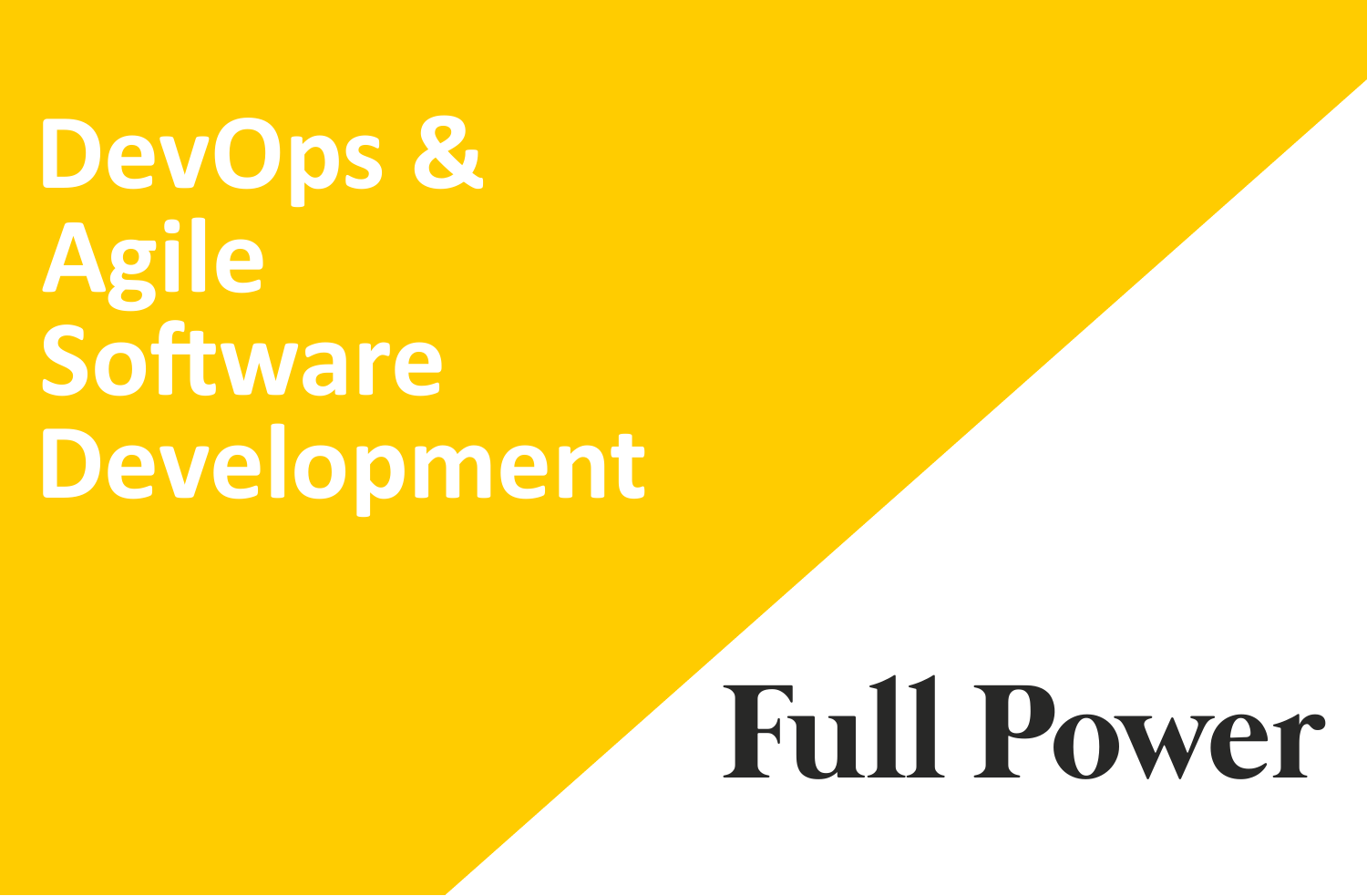# DevOps & Agile Software Development

Full Power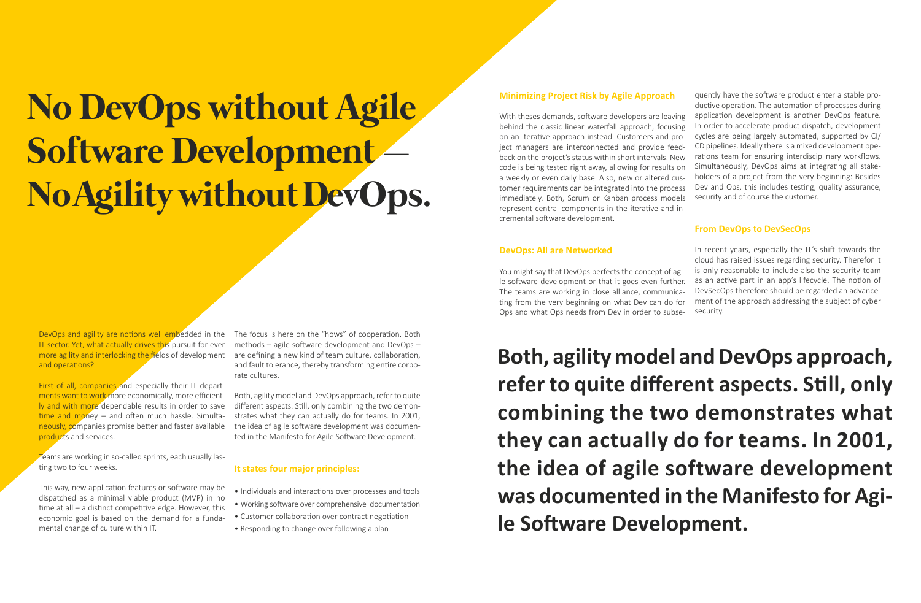# No DevOps without Agile Software Development – No Agility without DevOps.

DevOps and agility are notions well embedded in the IT sector. Yet, what actually drives this pursuit for ever more agility and interlocking the fields of development and operations?

First of all, companies and especially their IT departments want to work more economically, more efficiently and with more dependable results in order to save time and money – and often much hassle. Simultaneously, companies promise better and faster available products and services.

Teams are working in so-called sprints, each usually lasting two to four weeks.

This way, new application features or software may be dispatched as a minimal viable product (MVP) in no time at all – a distinct competitive edge. However, this economic goal is based on the demand for a fundamental change of culture within IT.

The focus is here on the "hows" of cooperation. Both methods – agile software development and DevOps – are defining a new kind of team culture, collaboration, and fault tolerance, thereby transforming entire corporate cultures.

Both, agility model and DevOps approach, refer to quite different aspects. Still, only combining the two demonstrates what they can actually do for teams. In 2001, the idea of agile software development was documented in the Manifesto for Agile Software Development.

### It states four major principles:

- Individuals and interactions over processes and tools
- Working software over comprehensive documentation
- Customer collaboration over contract negotiation
- Responding to change over following a plan

### Minimizing Project Risk by Agile Approach

With theses demands, software developers are leaving behind the classic linear waterfall approach, focusing on an iterative approach instead. Customers and project managers are interconnected and provide feedback on the project's status within short intervals. New code is being tested right away, allowing for results on a weekly or even daily base. Also, new or altered customer requirements can be integrated into the process immediately. Both, Scrum or Kanban process models represent central components in the iterative and incremental software development.

### DevOps: All are Networked

You might say that DevOps perfects the concept of agile software development or that it goes even further. The teams are working in close alliance, communicating from the very beginning on what Dev can do for Ops and what Ops needs from Dev in order to subsequently have the software product enter a stable productive operation. The automation of processes during application development is another DevOps feature. In order to accelerate product dispatch, development cycles are being largely automated, supported by CI/CD pipelines. Ideally there is a mixed development operations team for ensuring interdisciplinary workflows. Simultaneously, DevOps aims at integrating all stakeholders of a project from the very beginning: Besides Dev and Ops, this includes testing, quality assurance, security and of course the customer.

### From DevOps to DevSecOps

In recent years, especially the IT's shift towards the cloud has raised issues regarding security. Therefor it is only reasonable to include also the security team as an active part in an app's lifecycle. The notion of DevSecOps therefore should be regarded an advancement of the approach addressing the subject of cyber security.

**Both, agility model and DevOps approach, refer to quite different aspects. Still, only combining the two demonstrates what they can actually do for teams. In 2001, the idea of agile software development was documented in the Manifesto for Agile Software Development.**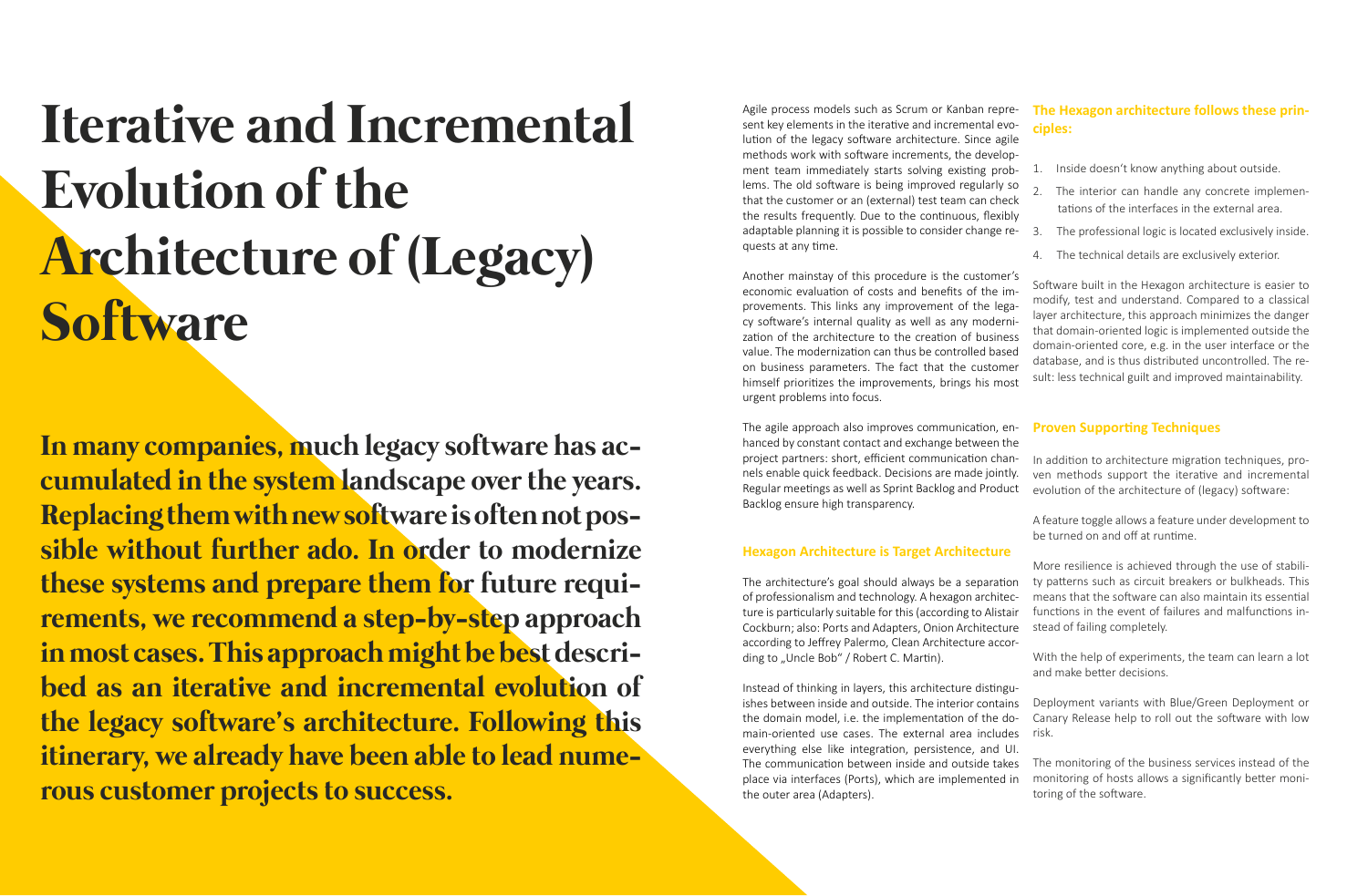# Iterative and Incremental Evolution of the Architecture of (Legacy) Software

**In many companies, much legacy software has accumulated in the system landscape over the years. Replacing them with new software is often not possible without further ado. In order to modernize these systems and prepare them for future requirements, we recommend a step-by-step approach in most cases. This approach might be best described as an iterative and incremental evolution of the legacy software's architecture. Following this itinerary, we already have been able to lead numerous customer projects to success.**

Agile process models such as Scrum or Kanban represent key elements in the iterative and incremental evolution of the legacy software architecture. Since agile methods work with software increments, the development team immediately starts solving existing problems. The old software is being improved regularly so that the customer or an (external) test team can check the results frequently. Due to the continuous, flexibly adaptable planning it is possible to consider change requests at any time.

Another mainstay of this procedure is the customer's economic evaluation of costs and benefits of the improvements. This links any improvement of the legacy software's internal quality as well as any modernization of the architecture to the creation of business value. The modernization can thus be controlled based on business parameters. The fact that the customer himself prioritizes the improvements, brings his most urgent problems into focus.

The agile approach also improves communication, enhanced by constant contact and exchange between the project partners: short, efficient communication channels enable quick feedback. Decisions are made jointly. Regular meetings as well as Sprint Backlog and Product Backlog ensure high transparency.

## Hexagon Architecture is Target Architecture

The architecture's goal should always be a separation of professionalism and technology. A hexagon architecture is particularly suitable for this (according to Alistair Cockburn; also: Ports and Adapters, Onion Architecture according to Jeffrey Palermo, Clean Architecture according to „Uncle Bob" / Robert C. Martin).

Instead of thinking in layers, this architecture distinguishes between inside and outside. The interior contains the domain model, i.e. the implementation of the domain-oriented use cases. The external area includes everything else like integration, persistence, and UI. The communication between inside and outside takes place via interfaces (Ports), which are implemented in the outer area (Adapters).

## The Hexagon architecture follows these principles:

1. Inside doesn't know anything about outside.
2. The interior can handle any concrete implementations of the interfaces in the external area.
3. The professional logic is located exclusively inside.
4. The technical details are exclusively exterior.

Software built in the Hexagon architecture is easier to modify, test and understand. Compared to a classical layer architecture, this approach minimizes the danger that domain-oriented logic is implemented outside the domain-oriented core, e.g. in the user interface or the database, and is thus distributed uncontrolled. The result: less technical guilt and improved maintainability.

## Proven Supporting Techniques

In addition to architecture migration techniques, proven methods support the iterative and incremental evolution of the architecture of (legacy) software:

A feature toggle allows a feature under development to be turned on and off at runtime.

More resilience is achieved through the use of stability patterns such as circuit breakers or bulkheads. This means that the software can also maintain its essential functions in the event of failures and malfunctions instead of failing completely.

With the help of experiments, the team can learn a lot and make better decisions.

Deployment variants with Blue/Green Deployment or Canary Release help to roll out the software with low risk.

The monitoring of the business services instead of the monitoring of hosts allows a significantly better monitoring of the software.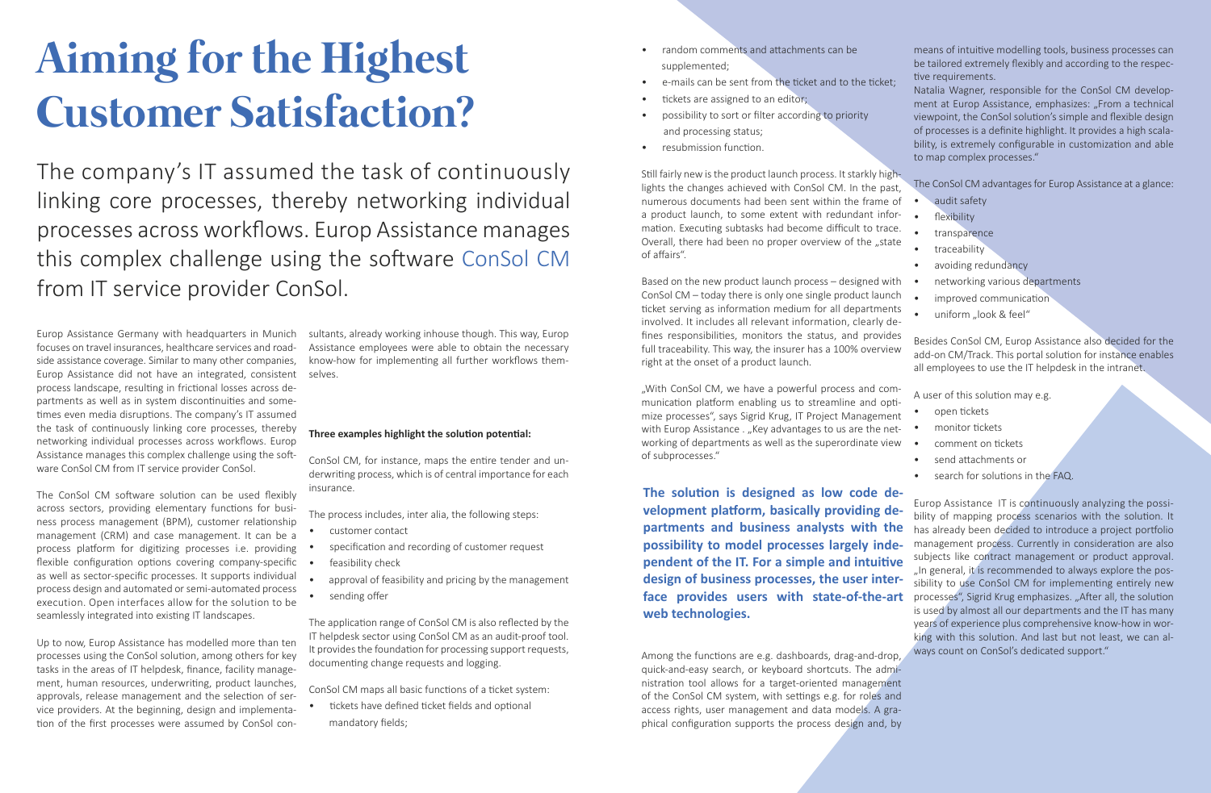# Aiming for the Highest Customer Satisfaction?

The company's IT assumed the task of continuously linking core processes, thereby networking individual processes across workflows. Europ Assistance manages this complex challenge using the software ConSol CM from IT service provider ConSol.

Europ Assistance Germany with headquarters in Munich focuses on travel insurances, healthcare services and roadside assistance coverage. Similar to many other companies, Europ Assistance did not have an integrated, consistent process landscape, resulting in frictional losses across departments as well as in system discontinuities and sometimes even media disruptions. The company's IT assumed the task of continuously linking core processes, thereby networking individual processes across workflows. Europ Assistance manages this complex challenge using the software ConSol CM from IT service provider ConSol.

The ConSol CM software solution can be used flexibly across sectors, providing elementary functions for business process management (BPM), customer relationship management (CRM) and case management. It can be a process platform for digitizing processes i.e. providing flexible configuration options covering company-specific as well as sector-specific processes. It supports individual process design and automated or semi-automated process execution. Open interfaces allow for the solution to be seamlessly integrated into existing IT landscapes.

Up to now, Europ Assistance has modelled more than ten processes using the ConSol solution, among others for key tasks in the areas of IT helpdesk, finance, facility management, human resources, underwriting, product launches, approvals, release management and the selection of service providers. At the beginning, design and implementation of the first processes were assumed by ConSol consultants, already working inhouse though. This way, Europ Assistance employees were able to obtain the necessary know-how for implementing all further workflows themselves.

**Three examples highlight the solution potential:**

ConSol CM, for instance, maps the entire tender and underwriting process, which is of central importance for each insurance.

The process includes, inter alia, the following steps:

- customer contact
- specification and recording of customer request
- feasibility check
- approval of feasibility and pricing by the management
- sending offer

The application range of ConSol CM is also reflected by the IT helpdesk sector using ConSol CM as an audit-proof tool. It provides the foundation for processing support requests, documenting change requests and logging.

ConSol CM maps all basic functions of a ticket system:

- tickets have defined ticket fields and optional mandatory fields;
- random comments and attachments can be supplemented;
- e-mails can be sent from the ticket and to the ticket;
- tickets are assigned to an editor;
- possibility to sort or filter according to priority and processing status;
- resubmission function.

Still fairly new is the product launch process. It starkly highlights the changes achieved with ConSol CM. In the past, numerous documents had been sent within the frame of a product launch, to some extent with redundant information. Executing subtasks had become difficult to trace. Overall, there had been no proper overview of the „state of affairs".

Based on the new product launch process – designed with ConSol CM – today there is only one single product launch ticket serving as information medium for all departments involved. It includes all relevant information, clearly defines responsibilities, monitors the status, and provides full traceability. This way, the insurer has a 100% overview right at the onset of a product launch.

„With ConSol CM, we have a powerful process and communication platform enabling us to streamline and optimize processes", says Sigrid Krug, IT Project Management with Europ Assistance . „Key advantages to us are the networking of departments as well as the superordinate view of subprocesses."

**The solution is designed as low code development platform, basically providing departments and business analysts with the possibility to model processes largely independent of the IT. For a simple and intuitive design of business processes, the user interface provides users with state-of-the-art web technologies.**

Among the functions are e.g. dashboards, drag-and-drop, quick-and-easy search, or keyboard shortcuts. The administration tool allows for a target-oriented management of the ConSol CM system, with settings e.g. for roles and access rights, user management and data models. A graphical configuration supports the process design and, by means of intuitive modelling tools, business processes can be tailored extremely flexibly and according to the respective requirements.

Natalia Wagner, responsible for the ConSol CM development at Europ Assistance, emphasizes: „From a technical viewpoint, the ConSol solution's simple and flexible design of processes is a definite highlight. It provides a high scalability, is extremely configurable in customization and able to map complex processes."

The ConSol CM advantages for Europ Assistance at a glance:

- audit safety
- flexibility
- transparence
- traceability
- avoiding redundancy
- networking various departments
- improved communication
- uniform „look & feel"

Besides ConSol CM, Europ Assistance also decided for the add-on CM/Track. This portal solution for instance enables all employees to use the IT helpdesk in the intranet.

A user of this solution may e.g.

- open tickets
- monitor tickets
- comment on tickets
- send attachments or
- search for solutions in the FAQ.

Europ Assistance IT is continuously analyzing the possibility of mapping process scenarios with the solution. It has already been decided to introduce a project portfolio management process. Currently in consideration are also subjects like contract management or product approval. „In general, it is recommended to always explore the possibility to use ConSol CM for implementing entirely new processes", Sigrid Krug emphasizes. „After all, the solution is used by almost all our departments and the IT has many years of experience plus comprehensive know-how in working with this solution. And last but not least, we can always count on ConSol's dedicated support."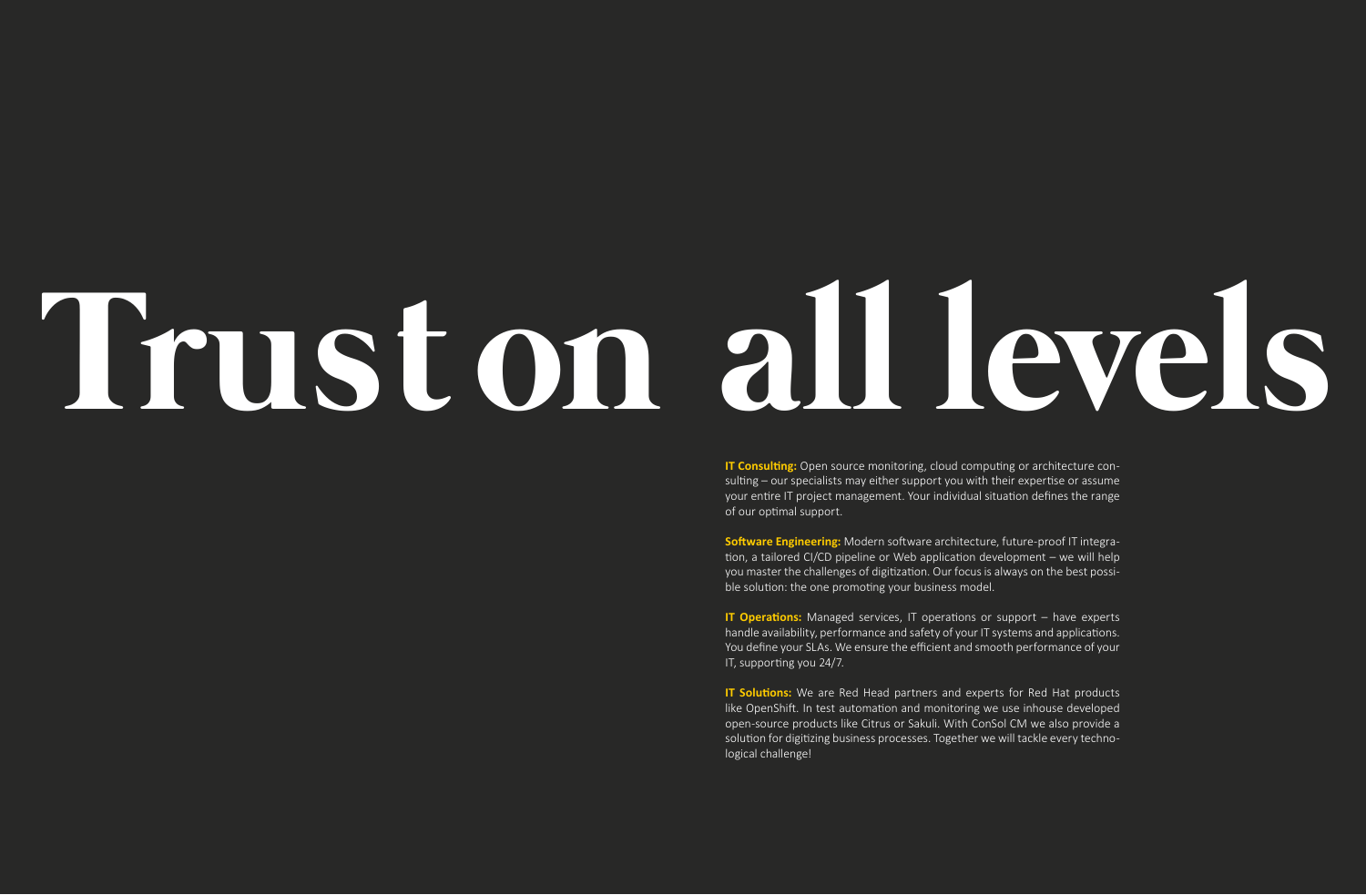# Trust on all levels

**IT Consulting:** Open source monitoring, cloud computing or architecture consulting – our specialists may either support you with their expertise or assume your entire IT project management. Your individual situation defines the range of our optimal support.

**Software Engineering:** Modern software architecture, future-proof IT integration, a tailored CI/CD pipeline or Web application development – we will help you master the challenges of digitization. Our focus is always on the best possible solution: the one promoting your business model.

**IT Operations:** Managed services, IT operations or support – have experts handle availability, performance and safety of your IT systems and applications. You define your SLAs. We ensure the efficient and smooth performance of your IT, supporting you 24/7.

**IT Solutions:** We are Red Head partners and experts for Red Hat products like OpenShift. In test automation and monitoring we use inhouse developed open-source products like Citrus or Sakuli. With ConSol CM we also provide a solution for digitizing business processes. Together we will tackle every technological challenge!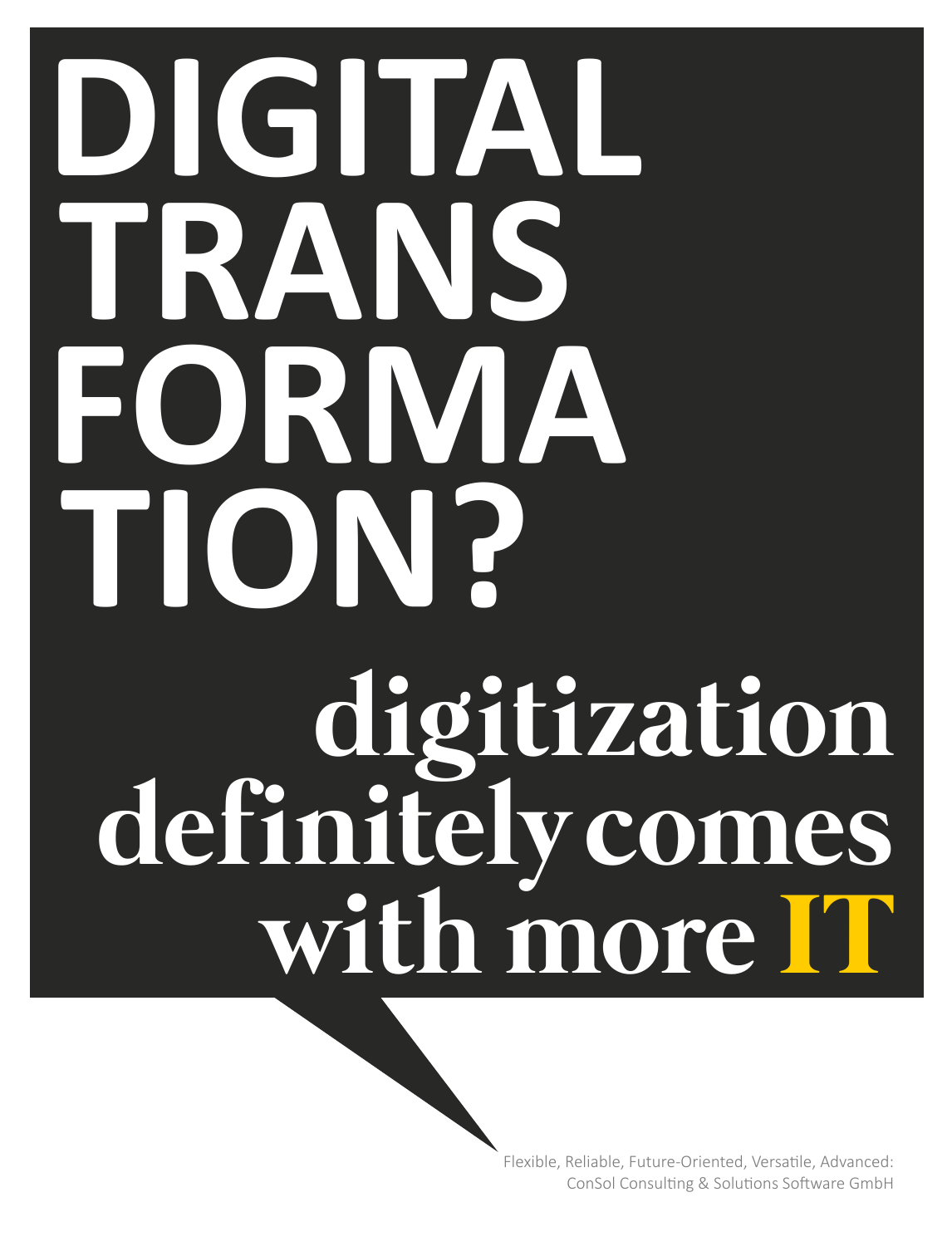# DIGITAL TRANS FORMA TION?

## digitization definitely comes with more IT

Flexible, Reliable, Future-Oriented, Versatile, Advanced:
ConSol Consulting & Solutions Software GmbH